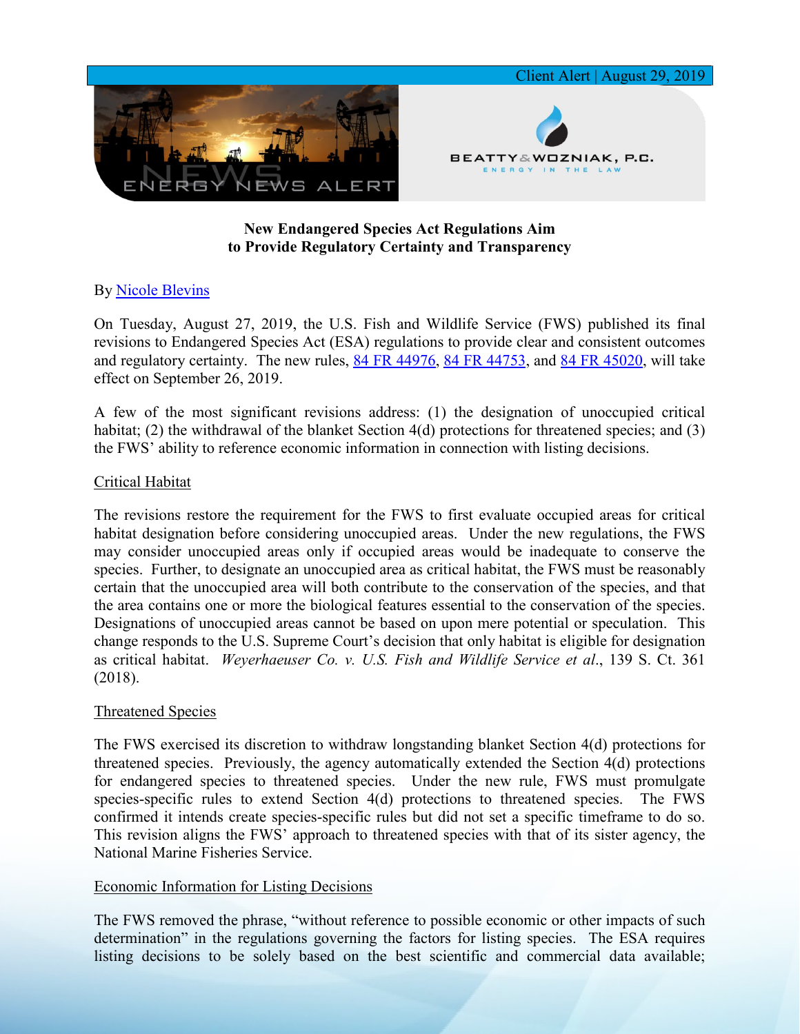Client Alert | August 29, 2019

ENERGY NEWS ALERT

BEATTY & WOZNIAK, P.C.
ENERGY IN THE LAW

**New Endangered Species Act Regulations Aim to Provide Regulatory Certainty and Transparency**

By Nicole Blevins

On Tuesday, August 27, 2019, the U.S. Fish and Wildlife Service (FWS) published its final revisions to Endangered Species Act (ESA) regulations to provide clear and consistent outcomes and regulatory certainty. The new rules, 84 FR 44976, 84 FR 44753, and 84 FR 45020, will take effect on September 26, 2019.

A few of the most significant revisions address: (1) the designation of unoccupied critical habitat; (2) the withdrawal of the blanket Section 4(d) protections for threatened species; and (3) the FWS' ability to reference economic information in connection with listing decisions.

Critical Habitat

The revisions restore the requirement for the FWS to first evaluate occupied areas for critical habitat designation before considering unoccupied areas. Under the new regulations, the FWS may consider unoccupied areas only if occupied areas would be inadequate to conserve the species. Further, to designate an unoccupied area as critical habitat, the FWS must be reasonably certain that the unoccupied area will both contribute to the conservation of the species, and that the area contains one or more the biological features essential to the conservation of the species. Designations of unoccupied areas cannot be based on upon mere potential or speculation. This change responds to the U.S. Supreme Court's decision that only habitat is eligible for designation as critical habitat. *Weyerhaeuser Co. v. U.S. Fish and Wildlife Service et al*., 139 S. Ct. 361 (2018).

Threatened Species

The FWS exercised its discretion to withdraw longstanding blanket Section 4(d) protections for threatened species. Previously, the agency automatically extended the Section 4(d) protections for endangered species to threatened species. Under the new rule, FWS must promulgate species-specific rules to extend Section 4(d) protections to threatened species. The FWS confirmed it intends create species-specific rules but did not set a specific timeframe to do so. This revision aligns the FWS' approach to threatened species with that of its sister agency, the National Marine Fisheries Service.

Economic Information for Listing Decisions

The FWS removed the phrase, "without reference to possible economic or other impacts of such determination" in the regulations governing the factors for listing species. The ESA requires listing decisions to be solely based on the best scientific and commercial data available;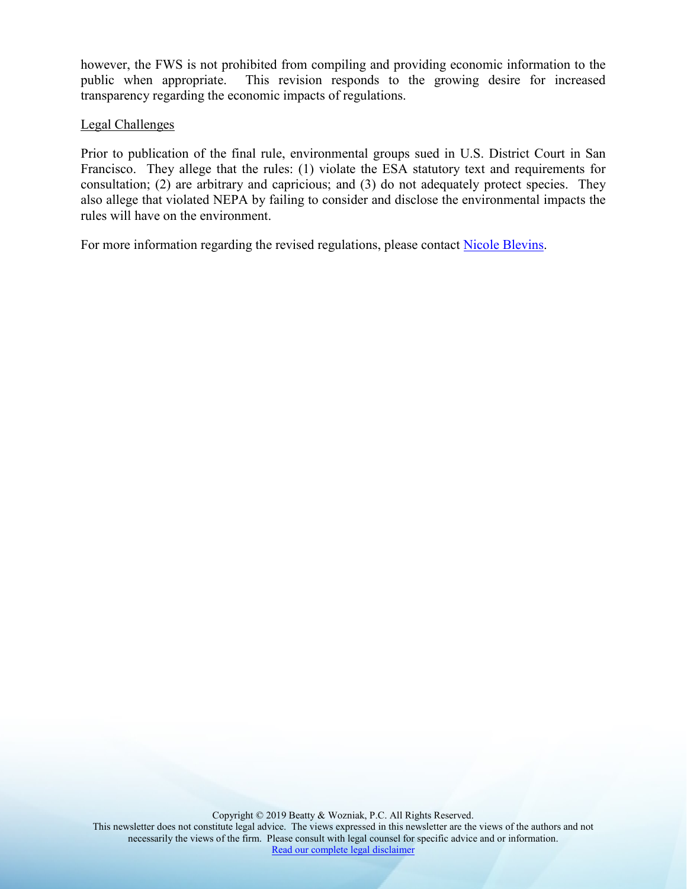however, the FWS is not prohibited from compiling and providing economic information to the public when appropriate. This revision responds to the growing desire for increased transparency regarding the economic impacts of regulations.

Legal Challenges

Prior to publication of the final rule, environmental groups sued in U.S. District Court in San Francisco. They allege that the rules: (1) violate the ESA statutory text and requirements for consultation; (2) are arbitrary and capricious; and (3) do not adequately protect species. They also allege that violated NEPA by failing to consider and disclose the environmental impacts the rules will have on the environment.

For more information regarding the revised regulations, please contact Nicole Blevins.

Copyright © 2019 Beatty & Wozniak, P.C. All Rights Reserved.
This newsletter does not constitute legal advice. The views expressed in this newsletter are the views of the authors and not necessarily the views of the firm. Please consult with legal counsel for specific advice and or information.
Read our complete legal disclaimer